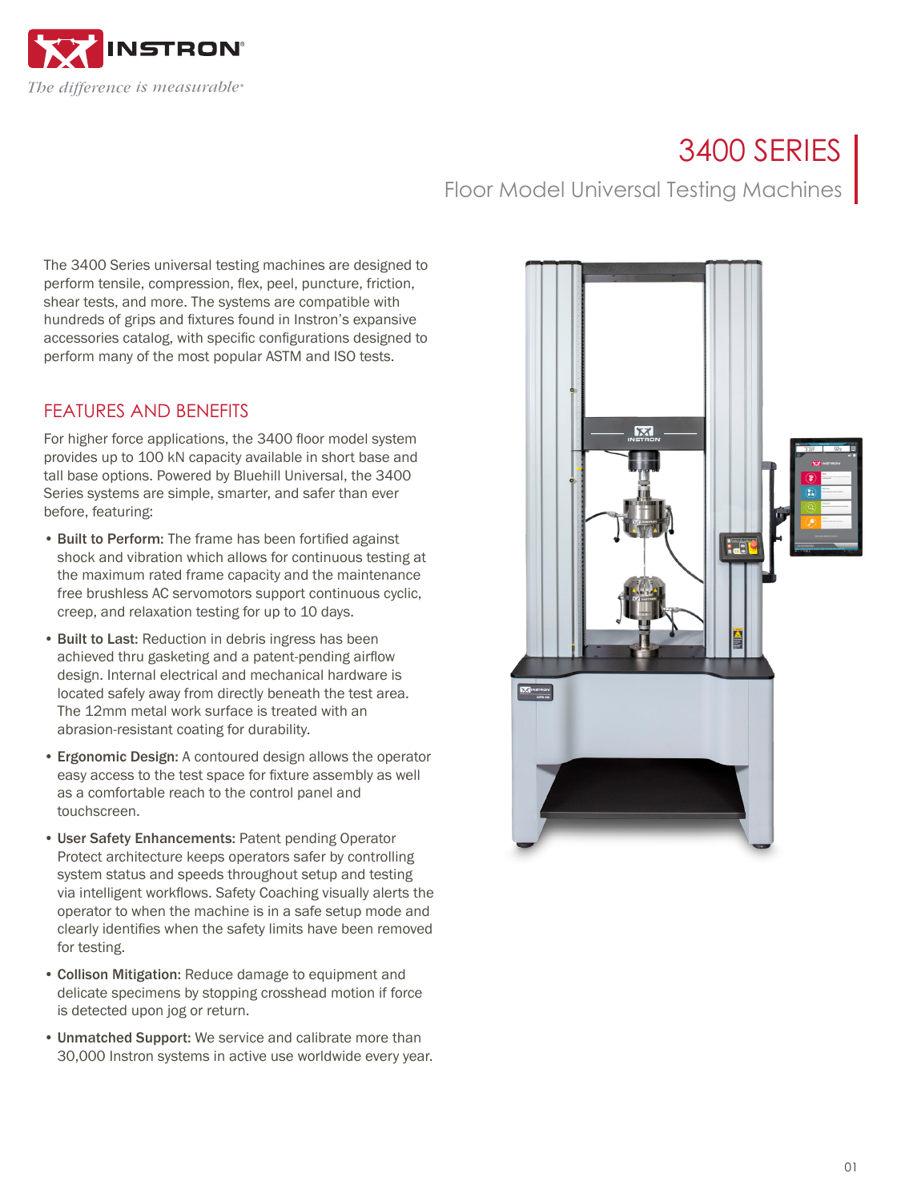# 3400 SERIES

## Floor Model Universal Testing Machines

The 3400 Series universal testing machines are designed to perform tensile, compression, flex, peel, puncture, friction, shear tests, and more. The systems are compatible with hundreds of grips and fixtures found in Instron's expansive accessories catalog, with specific configurations designed to perform many of the most popular ASTM and ISO tests.

## FEATURES AND BENEFITS

For higher force applications, the 3400 floor model system provides up to 100 kN capacity available in short base and tall base options. Powered by Bluehill Universal, the 3400 Series systems are simple, smarter, and safer than ever before, featuring:

- **Built to Perform:** The frame has been fortified against shock and vibration which allows for continuous testing at the maximum rated frame capacity and the maintenance free brushless AC servomotors support continuous cyclic, creep, and relaxation testing for up to 10 days.
- **Built to Last:** Reduction in debris ingress has been achieved thru gasketing and a patent-pending airflow design. Internal electrical and mechanical hardware is located safely away from directly beneath the test area. The 12mm metal work surface is treated with an abrasion-resistant coating for durability.
- **Ergonomic Design:** A contoured design allows the operator easy access to the test space for fixture assembly as well as a comfortable reach to the control panel and touchscreen.
- **User Safety Enhancements:** Patent pending Operator Protect architecture keeps operators safer by controlling system status and speeds throughout setup and testing via intelligent workflows. Safety Coaching visually alerts the operator to when the machine is in a safe setup mode and clearly identifies when the safety limits have been removed for testing.
- **Collison Mitigation:** Reduce damage to equipment and delicate specimens by stopping crosshead motion if force is detected upon jog or return.
- **Unmatched Support:** We service and calibrate more than 30,000 Instron systems in active use worldwide every year.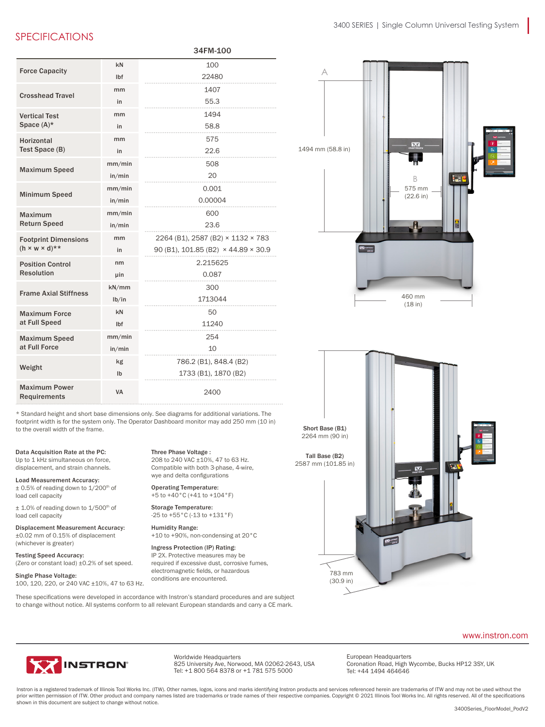## SPECIFICATIONS

| | | 34FM-100 |
|---|---|---|
| Force Capacity | kN | 100 |
| | lbf | 22480 |
| Crosshead Travel | mm | 1407 |
| | in | 55.3 |
| Vertical Test Space (A)* | mm | 1494 |
| | in | 58.8 |
| Horizontal Test Space (B) | mm | 575 |
| | in | 22.6 |
| Maximum Speed | mm/min | 508 |
| | in/min | 20 |
| Minimum Speed | mm/min | 0.001 |
| | in/min | 0.00004 |
| Maximum Return Speed | mm/min | 600 |
| | in/min | 23.6 |
| Footprint Dimensions (h × w × d)** | mm | 2264 (B1), 2587 (B2) × 1132 × 783 |
| | in | 90 (B1), 101.85 (B2) × 44.89 × 30.9 |
| Position Control Resolution | nm | 2.215625 |
| | µin | 0.087 |
| Frame Axial Stiffness | kN/mm | 300 |
| | lb/in | 1713044 |
| Maximum Force at Full Speed | kN | 50 |
| | lbf | 11240 |
| Maximum Speed at Full Force | mm/min | 254 |
| | in/min | 10 |
| Weight | kg | 786.2 (B1), 848.4 (B2) |
| | lb | 1733 (B1), 1870 (B2) |
| Maximum Power Requirements | VA | 2400 |

* Standard height and short base dimensions only. See diagrams for additional variations. The footprint width is for the system only. The Operator Dashboard monitor may add 250 mm (10 in) to the overall width of the frame.

A

1494 mm (58.8 in)

B

575 mm (22.6 in)

460 mm (18 in)

Short Base (B1)
2264 mm (90 in)

Tall Base (B2)
2587 mm (101.85 in)

783 mm (30.9 in)

**Data Acquisition Rate at the PC:**
Up to 1 kHz simultaneous on force, displacement, and strain channels.

**Load Measurement Accuracy:**
± 0.5% of reading down to 1/200th of load cell capacity

± 1.0% of reading down to 1/500th of load cell capacity

**Displacement Measurement Accuracy:**
±0.02 mm of 0.15% of displacement (whichever is greater)

**Testing Speed Accuracy:**
(Zero or constant load) ±0.2% of set speed.

**Single Phase Voltage:**
100, 120, 220, or 240 VAC ±10%, 47 to 63 Hz.

**Three Phase Voltage :**
208 to 240 VAC ±10%, 47 to 63 Hz. Compatible with both 3-phase, 4-wire, wye and delta configurations

**Operating Temperature:**
+5 to +40°C (+41 to +104°F)

**Storage Temperature:**
-25 to +55°C (-13 to +131°F)

**Humidity Range:**
+10 to +90%, non-condensing at 20°C

**Ingress Protection (IP) Rating:**
IP 2X. Protective measures may be required if excessive dust, corrosive fumes, electromagnetic fields, or hazardous conditions are encountered.

These specifications were developed in accordance with Instron's standard procedures and are subject to change without notice. All systems conform to all relevant European standards and carry a CE mark.

www.instron.com

INSTRON®

Worldwide Headquarters
825 University Ave, Norwood, MA 02062-2643, USA
Tel: +1 800 564 8378 or +1 781 575 5000

European Headquarters
Coronation Road, High Wycombe, Bucks HP12 3SY, UK
Tel: +44 1494 464646

Instron is a registered trademark of Illinois Tool Works Inc. (ITW). Other names, logos, icons and marks identifying Instron products and services referenced herein are trademarks of ITW and may not be used without the prior written permission of ITW. Other product and company names listed are trademarks or trade names of their respective companies. Copyright © 2021 Illinois Tool Works Inc. All rights reserved. All of the specifications shown in this document are subject to change without notice.

3400Series_FloorModel_PodV2